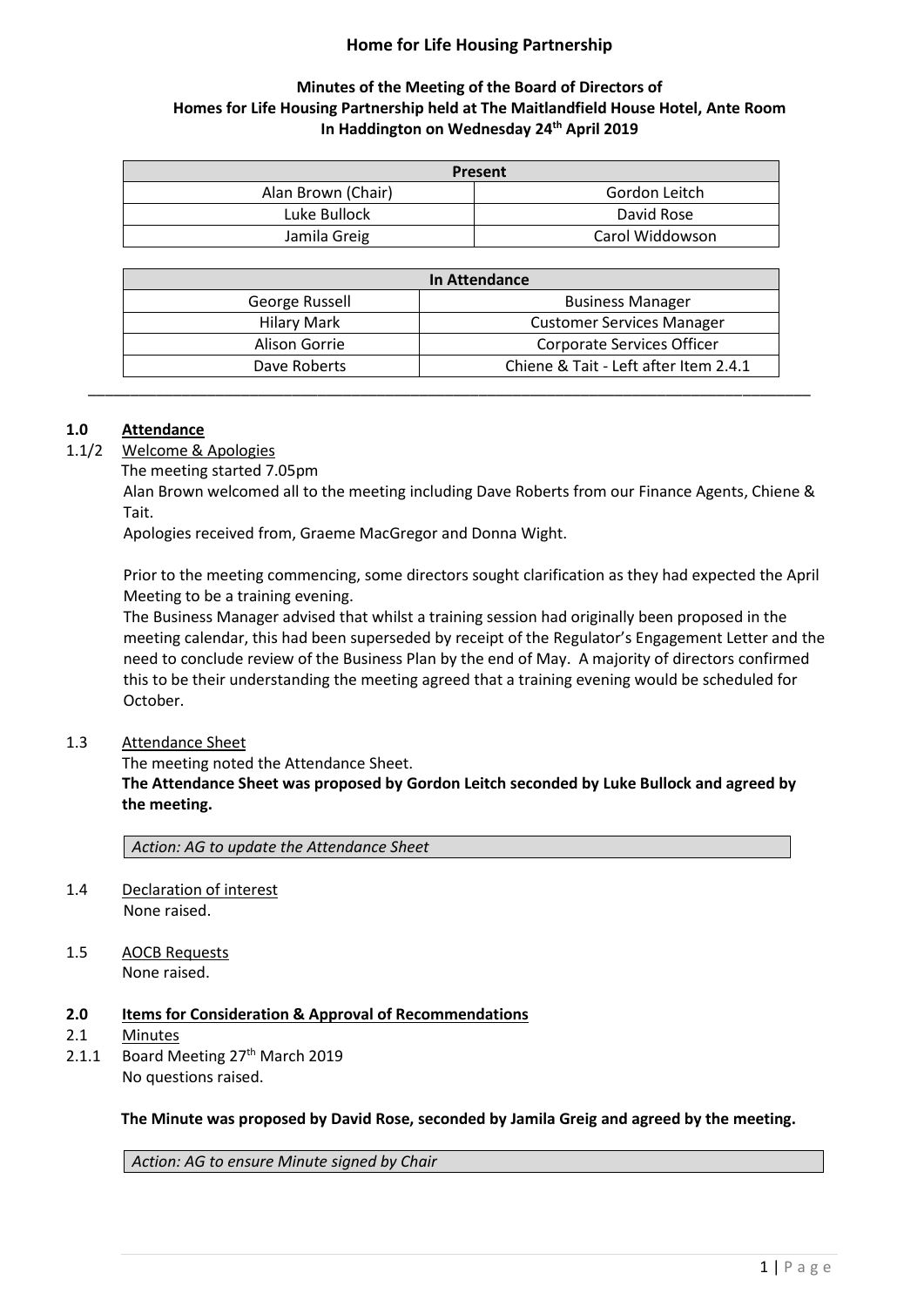# Home for Life Housing Partnership

## Minutes of the Meeting of the Board of Directors of Homes for Life Housing Partnership held at The Maitlandfield House Hotel, Ante Room In Haddington on Wednesday 24th April 2019

| Present | |
|---|---|
| Alan Brown (Chair) | Gordon Leitch |
| Luke Bullock | David Rose |
| Jamila Greig | Carol Widdowson |

| In Attendance | |
|---|---|
| George Russell | Business Manager |
| Hilary Mark | Customer Services Manager |
| Alison Gorrie | Corporate Services Officer |
| Dave Roberts | Chiene & Tait - Left after Item 2.4.1 |

---

### 1.0 Attendance

1.1/2 Welcome & Apologies

The meeting started 7.05pm

Alan Brown welcomed all to the meeting including Dave Roberts from our Finance Agents, Chiene & Tait.

Apologies received from, Graeme MacGregor and Donna Wight.

Prior to the meeting commencing, some directors sought clarification as they had expected the April Meeting to be a training evening.

The Business Manager advised that whilst a training session had originally been proposed in the meeting calendar, this had been superseded by receipt of the Regulator's Engagement Letter and the need to conclude review of the Business Plan by the end of May. A majority of directors confirmed this to be their understanding the meeting agreed that a training evening would be scheduled for October.

1.3 Attendance Sheet

The meeting noted the Attendance Sheet.

**The Attendance Sheet was proposed by Gordon Leitch seconded by Luke Bullock and agreed by the meeting.**

| *Action: AG to update the Attendance Sheet* |
|---|

1.4 Declaration of interest

None raised.

1.5 AOCB Requests

None raised.

### 2.0 Items for Consideration & Approval of Recommendations

2.1 Minutes

2.1.1 Board Meeting 27th March 2019

No questions raised.

**The Minute was proposed by David Rose, seconded by Jamila Greig and agreed by the meeting.**

| *Action: AG to ensure Minute signed by Chair* |
|---|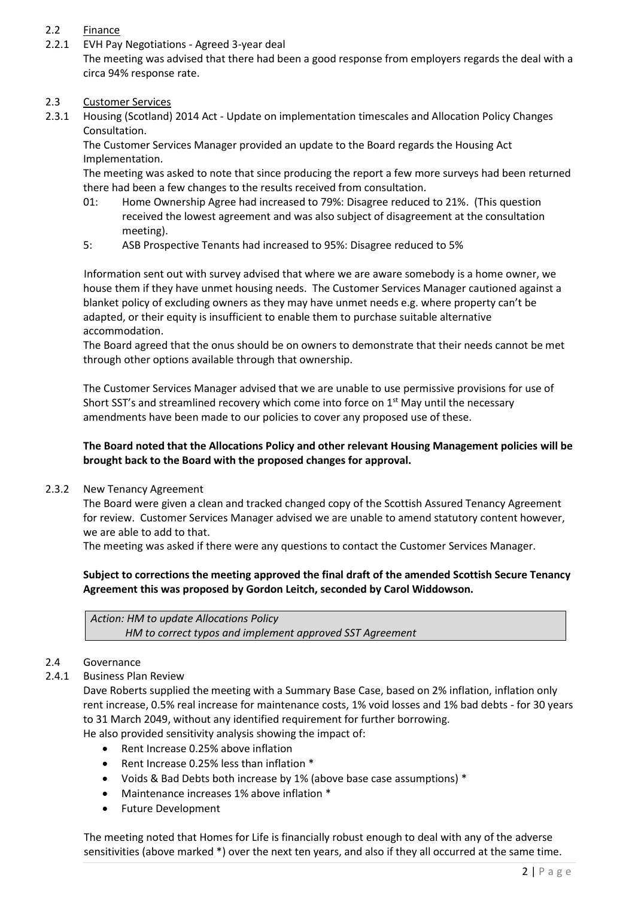2.2 Finance

2.2.1 EVH Pay Negotiations - Agreed 3-year deal

The meeting was advised that there had been a good response from employers regards the deal with a circa 94% response rate.

2.3 Customer Services

2.3.1 Housing (Scotland) 2014 Act - Update on implementation timescales and Allocation Policy Changes Consultation.

The Customer Services Manager provided an update to the Board regards the Housing Act Implementation.

The meeting was asked to note that since producing the report a few more surveys had been returned there had been a few changes to the results received from consultation.

- 01: Home Ownership Agree had increased to 79%: Disagree reduced to 21%. (This question received the lowest agreement and was also subject of disagreement at the consultation meeting).
- 5: ASB Prospective Tenants had increased to 95%: Disagree reduced to 5%

Information sent out with survey advised that where we are aware somebody is a home owner, we house them if they have unmet housing needs. The Customer Services Manager cautioned against a blanket policy of excluding owners as they may have unmet needs e.g. where property can't be adapted, or their equity is insufficient to enable them to purchase suitable alternative accommodation.

The Board agreed that the onus should be on owners to demonstrate that their needs cannot be met through other options available through that ownership.

The Customer Services Manager advised that we are unable to use permissive provisions for use of Short SST's and streamlined recovery which come into force on 1st May until the necessary amendments have been made to our policies to cover any proposed use of these.

**The Board noted that the Allocations Policy and other relevant Housing Management policies will be brought back to the Board with the proposed changes for approval.**

2.3.2 New Tenancy Agreement

The Board were given a clean and tracked changed copy of the Scottish Assured Tenancy Agreement for review. Customer Services Manager advised we are unable to amend statutory content however, we are able to add to that.

The meeting was asked if there were any questions to contact the Customer Services Manager.

**Subject to corrections the meeting approved the final draft of the amended Scottish Secure Tenancy Agreement this was proposed by Gordon Leitch, seconded by Carol Widdowson.**

*Action: HM to update Allocations Policy*
*HM to correct typos and implement approved SST Agreement*

2.4 Governance

2.4.1 Business Plan Review

Dave Roberts supplied the meeting with a Summary Base Case, based on 2% inflation, inflation only rent increase, 0.5% real increase for maintenance costs, 1% void losses and 1% bad debts - for 30 years to 31 March 2049, without any identified requirement for further borrowing.

He also provided sensitivity analysis showing the impact of:

- Rent Increase 0.25% above inflation
- Rent Increase 0.25% less than inflation *
- Voids & Bad Debts both increase by 1% (above base case assumptions) *
- Maintenance increases 1% above inflation *
- Future Development

The meeting noted that Homes for Life is financially robust enough to deal with any of the adverse sensitivities (above marked *) over the next ten years, and also if they all occurred at the same time.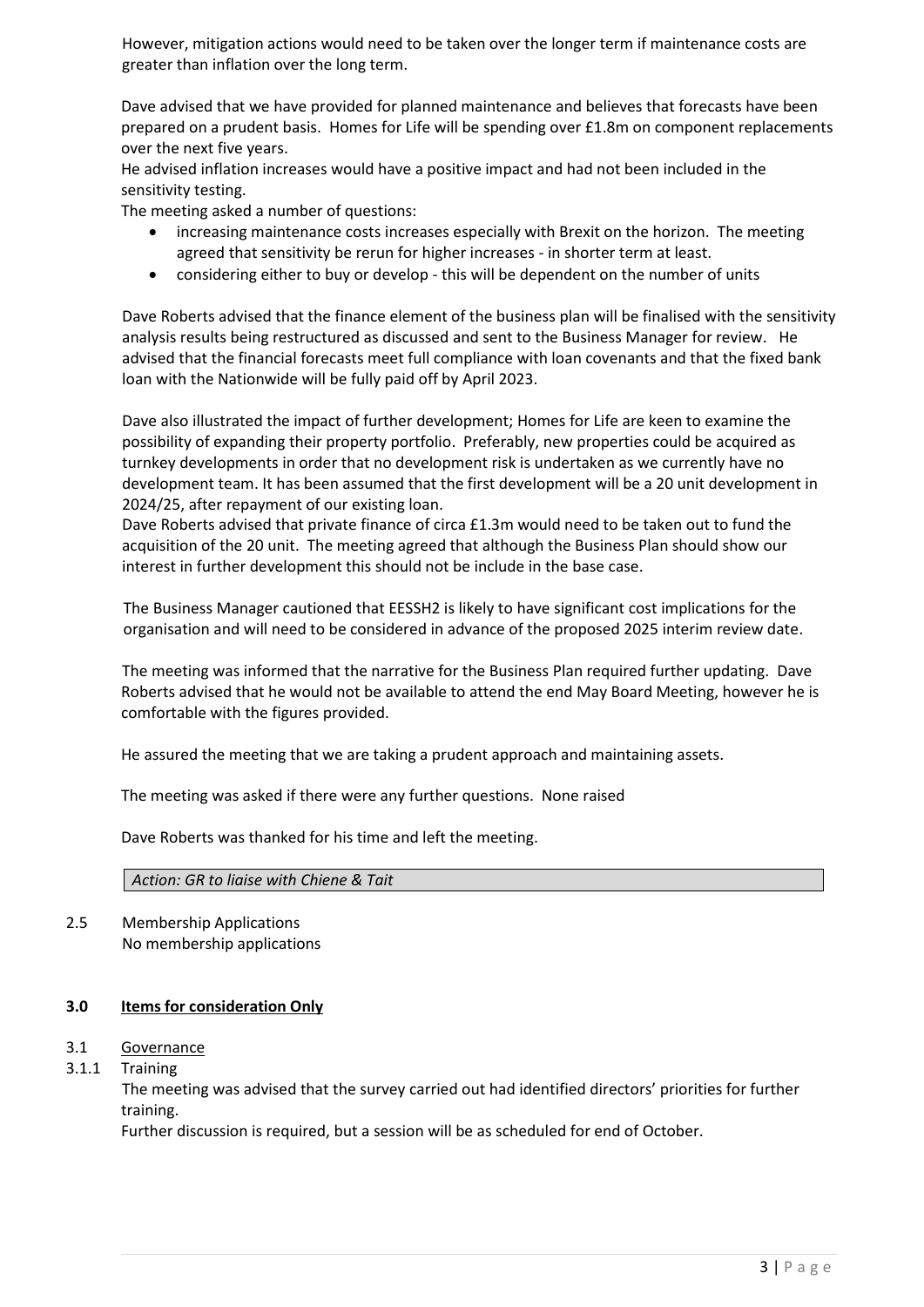However, mitigation actions would need to be taken over the longer term if maintenance costs are greater than inflation over the long term.

Dave advised that we have provided for planned maintenance and believes that forecasts have been prepared on a prudent basis. Homes for Life will be spending over £1.8m on component replacements over the next five years.
He advised inflation increases would have a positive impact and had not been included in the sensitivity testing.
The meeting asked a number of questions:

- increasing maintenance costs increases especially with Brexit on the horizon. The meeting agreed that sensitivity be rerun for higher increases - in shorter term at least.
- considering either to buy or develop - this will be dependent on the number of units

Dave Roberts advised that the finance element of the business plan will be finalised with the sensitivity analysis results being restructured as discussed and sent to the Business Manager for review. He advised that the financial forecasts meet full compliance with loan covenants and that the fixed bank loan with the Nationwide will be fully paid off by April 2023.

Dave also illustrated the impact of further development; Homes for Life are keen to examine the possibility of expanding their property portfolio. Preferably, new properties could be acquired as turnkey developments in order that no development risk is undertaken as we currently have no development team. It has been assumed that the first development will be a 20 unit development in 2024/25, after repayment of our existing loan.
Dave Roberts advised that private finance of circa £1.3m would need to be taken out to fund the acquisition of the 20 unit. The meeting agreed that although the Business Plan should show our interest in further development this should not be include in the base case.

The Business Manager cautioned that EESSH2 is likely to have significant cost implications for the organisation and will need to be considered in advance of the proposed 2025 interim review date.

The meeting was informed that the narrative for the Business Plan required further updating. Dave Roberts advised that he would not be available to attend the end May Board Meeting, however he is comfortable with the figures provided.

He assured the meeting that we are taking a prudent approach and maintaining assets.

The meeting was asked if there were any further questions. None raised

Dave Roberts was thanked for his time and left the meeting.

*Action: GR to liaise with Chiene & Tait*

2.5 Membership Applications
No membership applications

**3.0 Items for consideration Only**

3.1 Governance

3.1.1 Training
The meeting was advised that the survey carried out had identified directors' priorities for further training.
Further discussion is required, but a session will be as scheduled for end of October.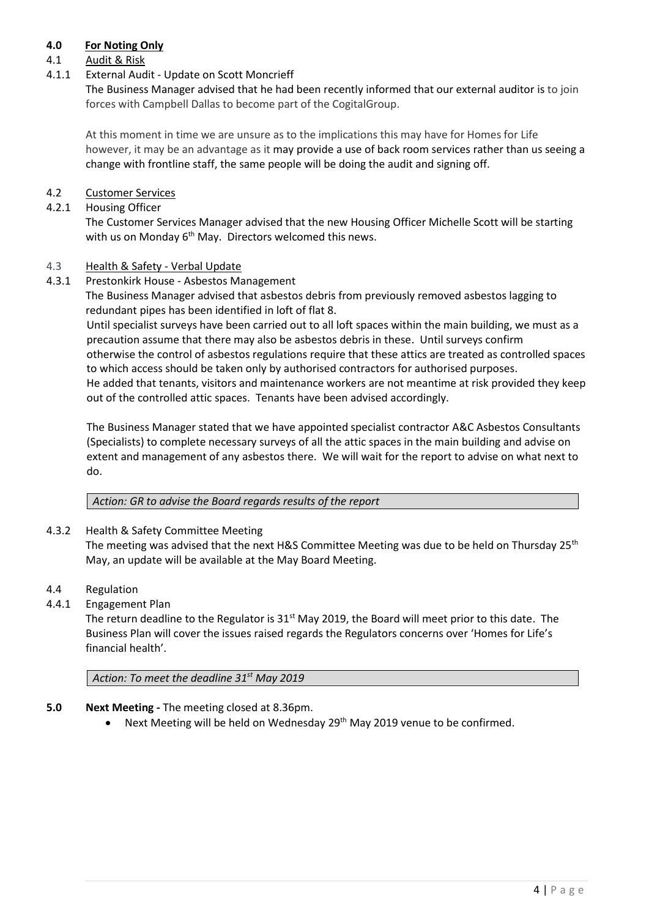## 4.0 For Noting Only

4.1 Audit & Risk

4.1.1 External Audit - Update on Scott Moncrieff

The Business Manager advised that he had been recently informed that our external auditor is to join forces with Campbell Dallas to become part of the CogitalGroup.

At this moment in time we are unsure as to the implications this may have for Homes for Life however, it may be an advantage as it may provide a use of back room services rather than us seeing a change with frontline staff, the same people will be doing the audit and signing off.

4.2 Customer Services

4.2.1 Housing Officer

The Customer Services Manager advised that the new Housing Officer Michelle Scott will be starting with us on Monday 6th May. Directors welcomed this news.

4.3 Health & Safety - Verbal Update

4.3.1 Prestonkirk House - Asbestos Management

The Business Manager advised that asbestos debris from previously removed asbestos lagging to redundant pipes has been identified in loft of flat 8.

Until specialist surveys have been carried out to all loft spaces within the main building, we must as a precaution assume that there may also be asbestos debris in these. Until surveys confirm otherwise the control of asbestos regulations require that these attics are treated as controlled spaces to which access should be taken only by authorised contractors for authorised purposes.

He added that tenants, visitors and maintenance workers are not meantime at risk provided they keep out of the controlled attic spaces. Tenants have been advised accordingly.

The Business Manager stated that we have appointed specialist contractor A&C Asbestos Consultants (Specialists) to complete necessary surveys of all the attic spaces in the main building and advise on extent and management of any asbestos there. We will wait for the report to advise on what next to do.

*Action: GR to advise the Board regards results of the report*

4.3.2 Health & Safety Committee Meeting

The meeting was advised that the next H&S Committee Meeting was due to be held on Thursday 25th May, an update will be available at the May Board Meeting.

4.4 Regulation

4.4.1 Engagement Plan

The return deadline to the Regulator is 31st May 2019, the Board will meet prior to this date. The Business Plan will cover the issues raised regards the Regulators concerns over 'Homes for Life's financial health'.

*Action: To meet the deadline 31st May 2019*

**5.0 Next Meeting -** The meeting closed at 8.36pm.

- Next Meeting will be held on Wednesday 29th May 2019 venue to be confirmed.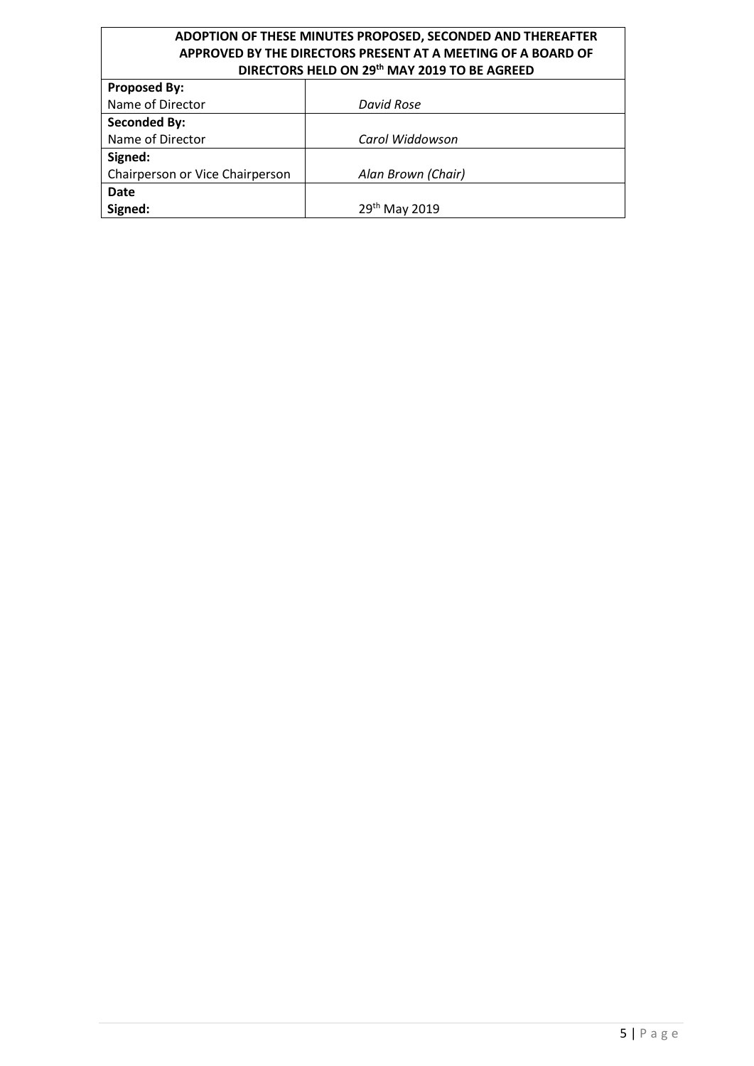| **ADOPTION OF THESE MINUTES PROPOSED, SECONDED AND THEREAFTER APPROVED BY THE DIRECTORS PRESENT AT A MEETING OF A BOARD OF DIRECTORS HELD ON 29th MAY 2019 TO BE AGREED** | |
|---|---|
| **Proposed By:**<br>Name of Director | *David Rose* |
| **Seconded By:**<br>Name of Director | *Carol Widdowson* |
| **Signed:**<br>Chairperson or Vice Chairperson | *Alan Brown (Chair)* |
| **Date Signed:** | 29th May 2019 |